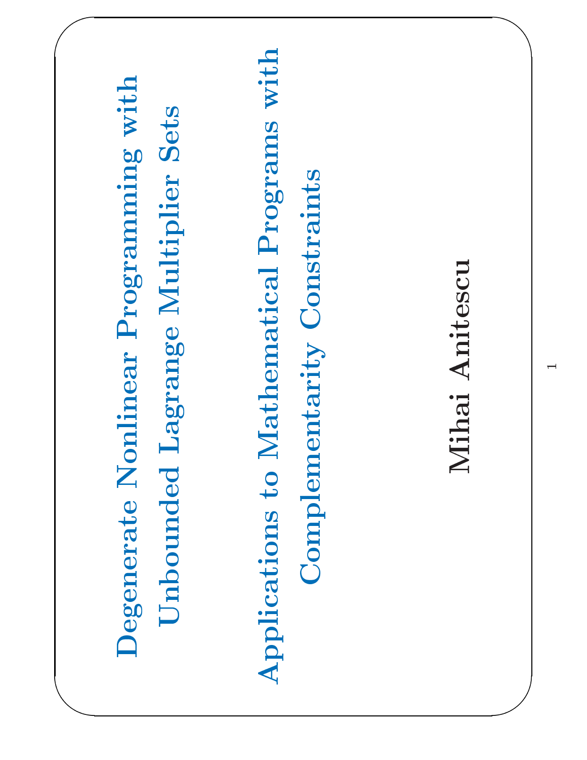# Degenerate Nonlinear Programming with Unbounded Lagrange Multiplier Sets

# Applications to Mathematical Programs with Complementarity Constraints

**Mihai Anitescu**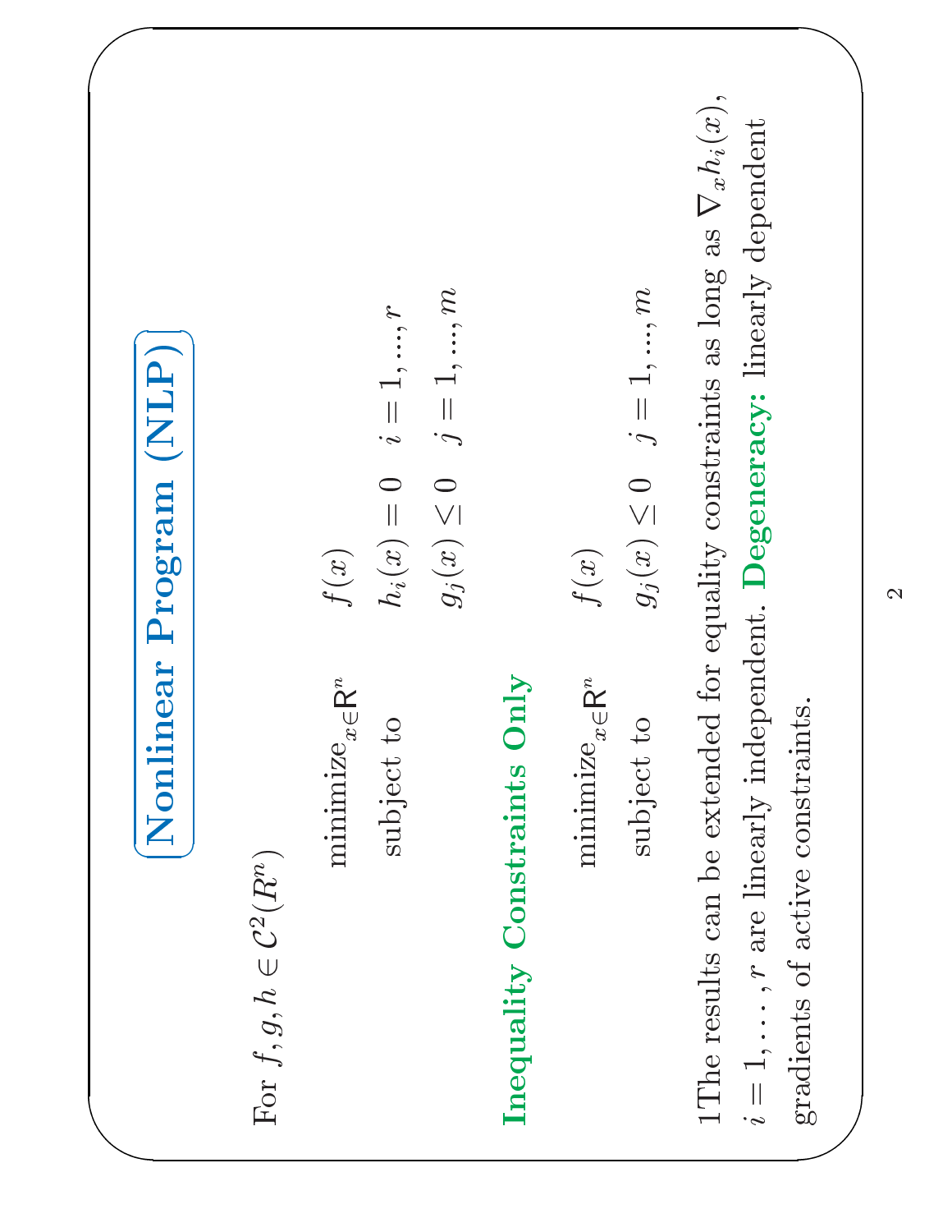# Nonlinear Program (NLP)

For $f, g, h \in \mathcal{C}^2(R^n)$

$$
\begin{array}{lll}
\text{minimize}_{x \in \mathsf{R}^n} & f(x) & \\
\text{subject to} & h_i(x) = 0 & i = 1, ..., r \\
& g_j(x) \leq 0 & j = 1, ..., m
\end{array}
$$

## Inequality Constraints Only

$$
\begin{array}{lll}
\text{minimize}_{x \in \mathsf{R}^n} & f(x) & \\
\text{subject to} & g_j(x) \leq 0 & j = 1, ..., m
\end{array}
$$

1The results can be extended for equality constraints as long as $\nabla_x h_i(x)$, $i = 1, \ldots, r$ are linearly independent. **Degeneracy:** linearly dependent gradients of active constraints.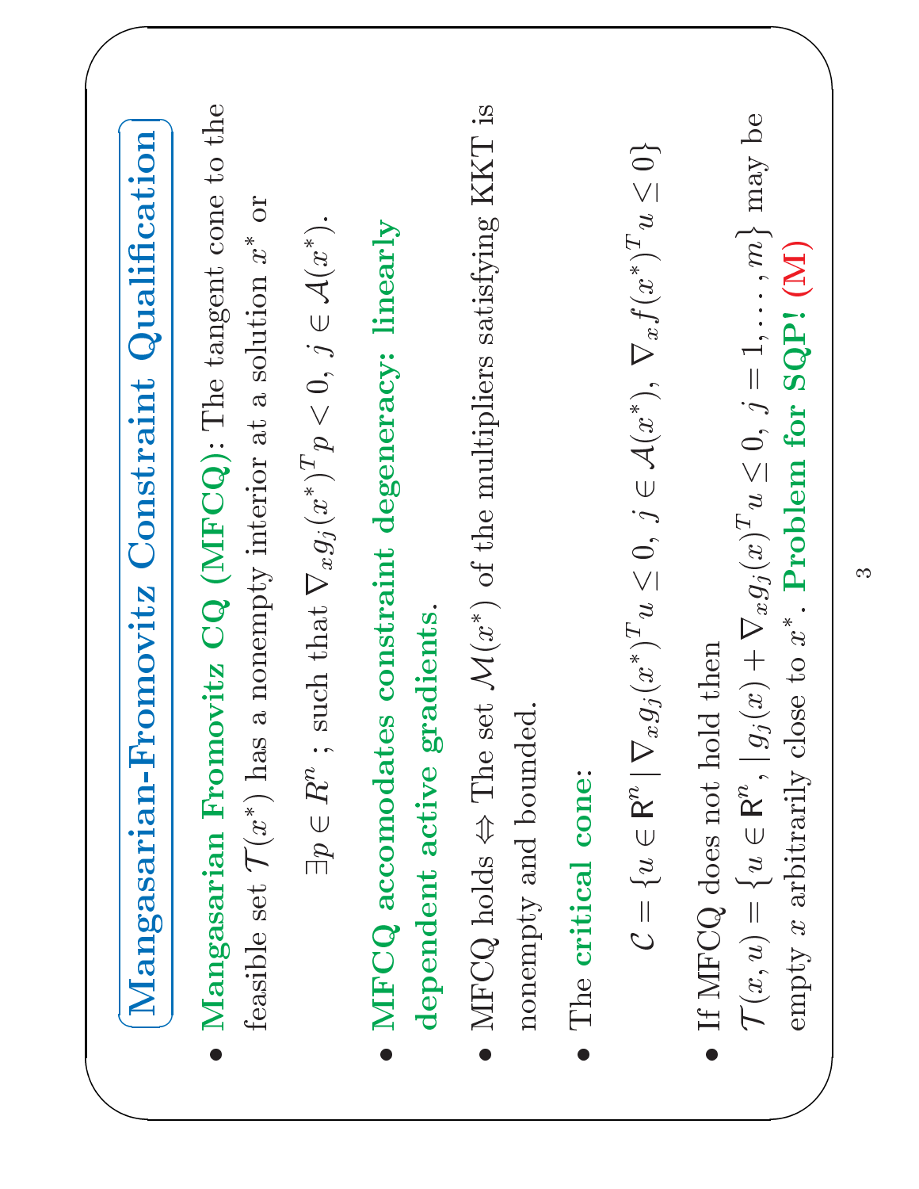# Mangasarian-Fromovitz Constraint Qualification

- **Mangasarian Fromovitz CQ (MFCQ)**: The tangent cone to the feasible set $\mathcal{T}(x^*)$ has a nonempty interior at a solution $x^*$ or

$$\exists p \in R^n \; ; \text{ such that } \nabla_x g_j(x^*)^T p < 0, \; j \in \mathcal{A}(x^*).$$

- **MFCQ accomodates constraint degeneracy: linearly dependent active gradients.**
- MFCQ holds $\Leftrightarrow$ The set $\mathcal{M}(x^*)$ of the multipliers satisfying KKT is nonempty and bounded.
- The **critical cone**:

$$\mathcal{C} = \{u \in \mathsf{R}^n \,|\, \nabla_x g_j(x^*)^T u \leq 0, \; j \in \mathcal{A}(x^*), \; \nabla_x f(x^*)^T u \leq 0\}$$

- If MFCQ does not hold then $\mathcal{T}(x,u) = \left\{u \in \mathsf{R}^n, \,|\, g_j(x) + \nabla_x g_j(x)^T u \leq 0, \; j = 1, \cdots, m\right\}$ may be empty $x$ arbitrarily close to $x^*$. **Problem for SQP! (M)**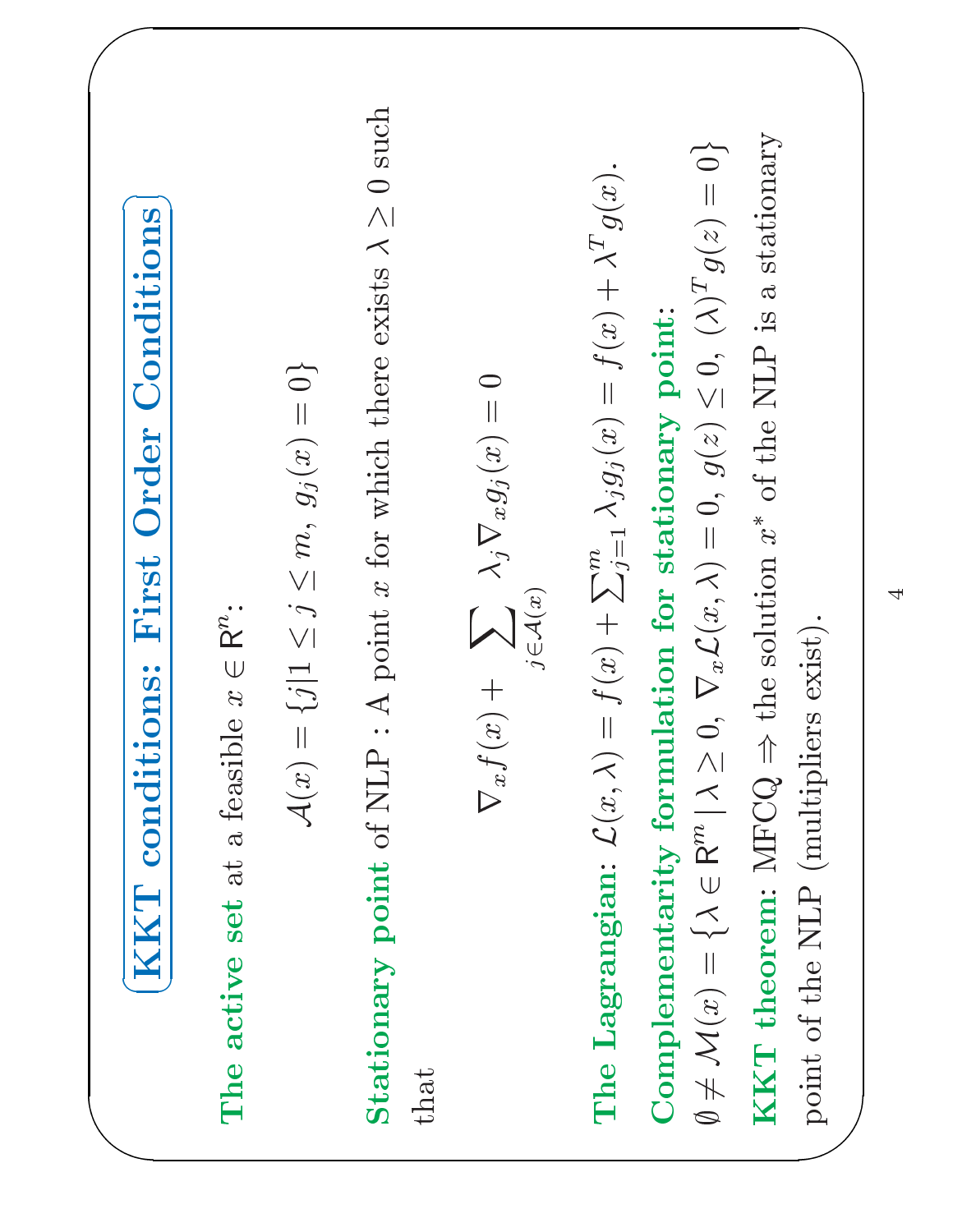# KKT conditions: First Order Conditions

**The active set** at a feasible $x \in \mathsf{R}^n$:

$$\mathcal{A}(x) = \{j | 1 \leq j \leq m,\ g_j(x) = 0\}$$

**Stationary point** of NLP : A point $x$ for which there exists $\lambda \geq 0$ such that

$$\nabla_x f(x) + \sum_{j \in \mathcal{A}(x)} \lambda_j \nabla_x g_j(x) = 0$$

**The Lagrangian**: $\mathcal{L}(x, \lambda) = f(x) + \sum_{j=1}^{m} \lambda_j g_j(x) = f(x) + \lambda^T g(x)$.

**Complementarity formulation for stationary point**:

$\emptyset \neq \mathcal{M}(x) = \{\lambda \in \mathsf{R}^m \,|\, \lambda \geq 0,\ \nabla_x \mathcal{L}(x, \lambda) = 0,\ g(z) \leq 0,\ (\lambda)^T g(z) = 0\}$

**KKT theorem**: MFCQ $\Rightarrow$ the solution $x^*$ of the NLP is a stationary point of the NLP (multipliers exist).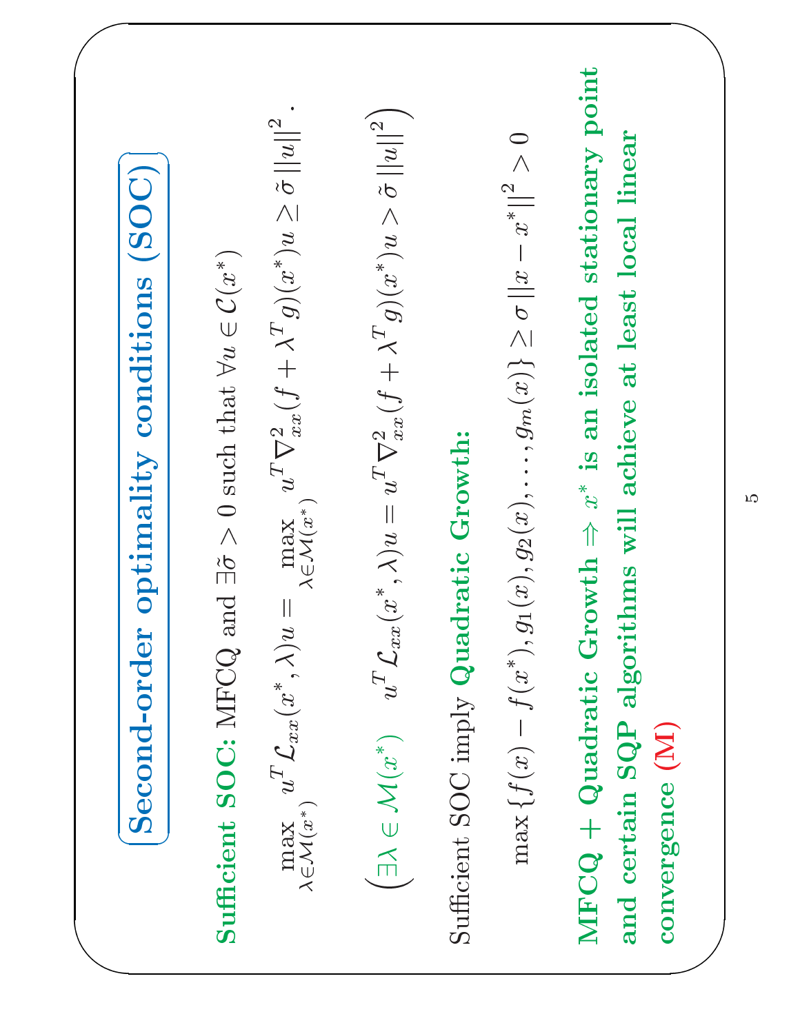## Second-order optimality conditions (SOC)

**Sufficient SOC:** MFCQ and $\exists \tilde{\sigma} > 0$ such that $\forall u \in \mathcal{C}(x^*)$

$$\max_{\lambda \in \mathcal{M}(x^*)} u^T \mathcal{L}_{xx}(x^*, \lambda) u = \max_{\lambda \in \mathcal{M}(x^*)} u^T \nabla^2_{xx}(f + \lambda^T g)(x^*) u \geq \tilde{\sigma} \|u\|^2 .$$

$$\left( \exists \lambda \in \mathcal{M}(x^*) \quad u^T \mathcal{L}_{xx}(x^*, \lambda) u = u^T \nabla^2_{xx}(f + \lambda^T g)(x^*) u > \tilde{\sigma} \|u\|^2 \right)$$

Sufficient SOC imply **Quadratic Growth:**

$$\max \{ f(x) - f(x^*), g_1(x), g_2(x), \ldots, g_m(x) \} \geq \sigma \|x - x^*\|^2 > 0$$

**MFCQ + Quadratic Growth $\Rightarrow$ $x^*$ is an isolated stationary point and certain SQP algorithms will achieve at least local linear convergence (M)**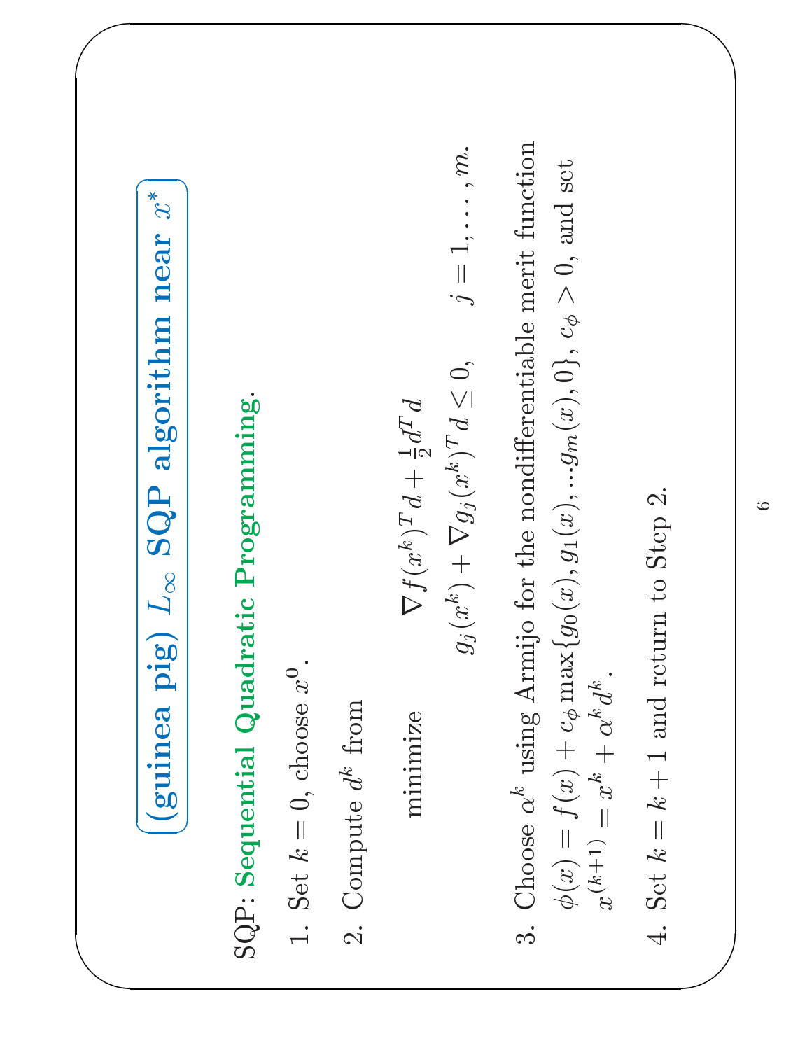# (guinea pig) $L_\infty$ SQP algorithm near $x^*$

SQP: **Sequential Quadratic Programming**.

1. Set $k = 0$, choose $x^0$.

2. Compute $d^k$ from

$$
\begin{aligned}
\text{minimize} \quad & \nabla f(x^k)^T d + \tfrac{1}{2} d^T d \\
& g_j(x^k) + \nabla g_j(x^k)^T d \le 0, \qquad j = 1, \ldots, m.
\end{aligned}
$$

3. Choose $\alpha^k$ using Armijo for the nondifferentiable merit function $\phi(x) = f(x) + c_\phi \max\{g_0(x), g_1(x), \ldots g_m(x), 0\}$, $c_\phi > 0$, and set $x^{(k+1)} = x^k + \alpha^k d^k$.

4. Set $k = k + 1$ and return to Step 2.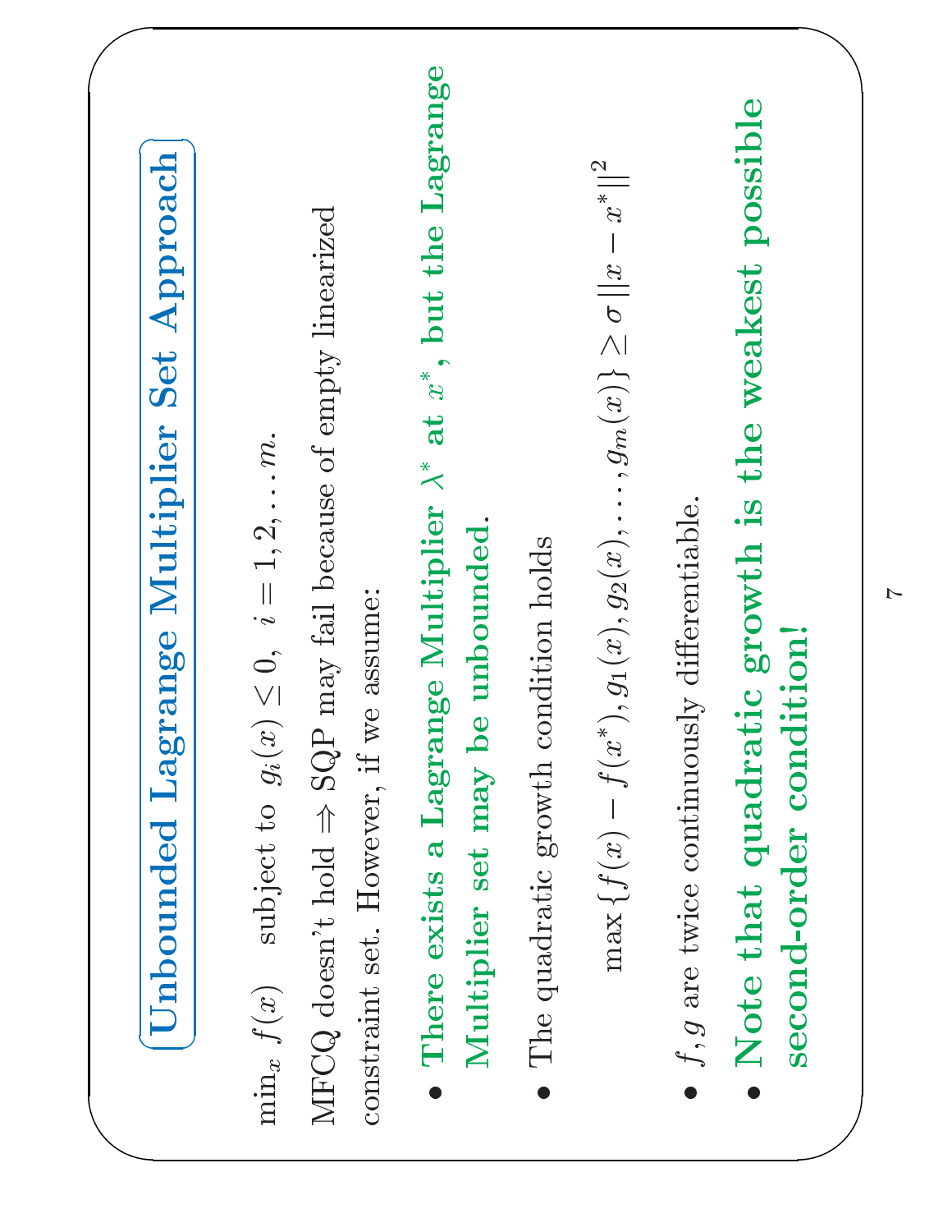# Unbounded Lagrange Multiplier Set Approach

$\min_x f(x)$ subject to $g_i(x) \leq 0, \; i = 1, 2, \ldots m.$

MFCQ doesn't hold $\Rightarrow$ SQP may fail because of empty linearized constraint set. However, if we assume:

- **There exists a Lagrange Multiplier $\lambda^*$ at $x^*$, but the Lagrange Multiplier set may be unbounded.**
- The quadratic growth condition holds

$$\max \{ f(x) - f(x^*), g_1(x), g_2(x), \ldots, g_m(x) \} \geq \sigma \left\| x - x^* \right\|^2$$

- $f, g$ are twice continuously differentiable.
- **Note that quadratic growth is the weakest possible second-order condition!**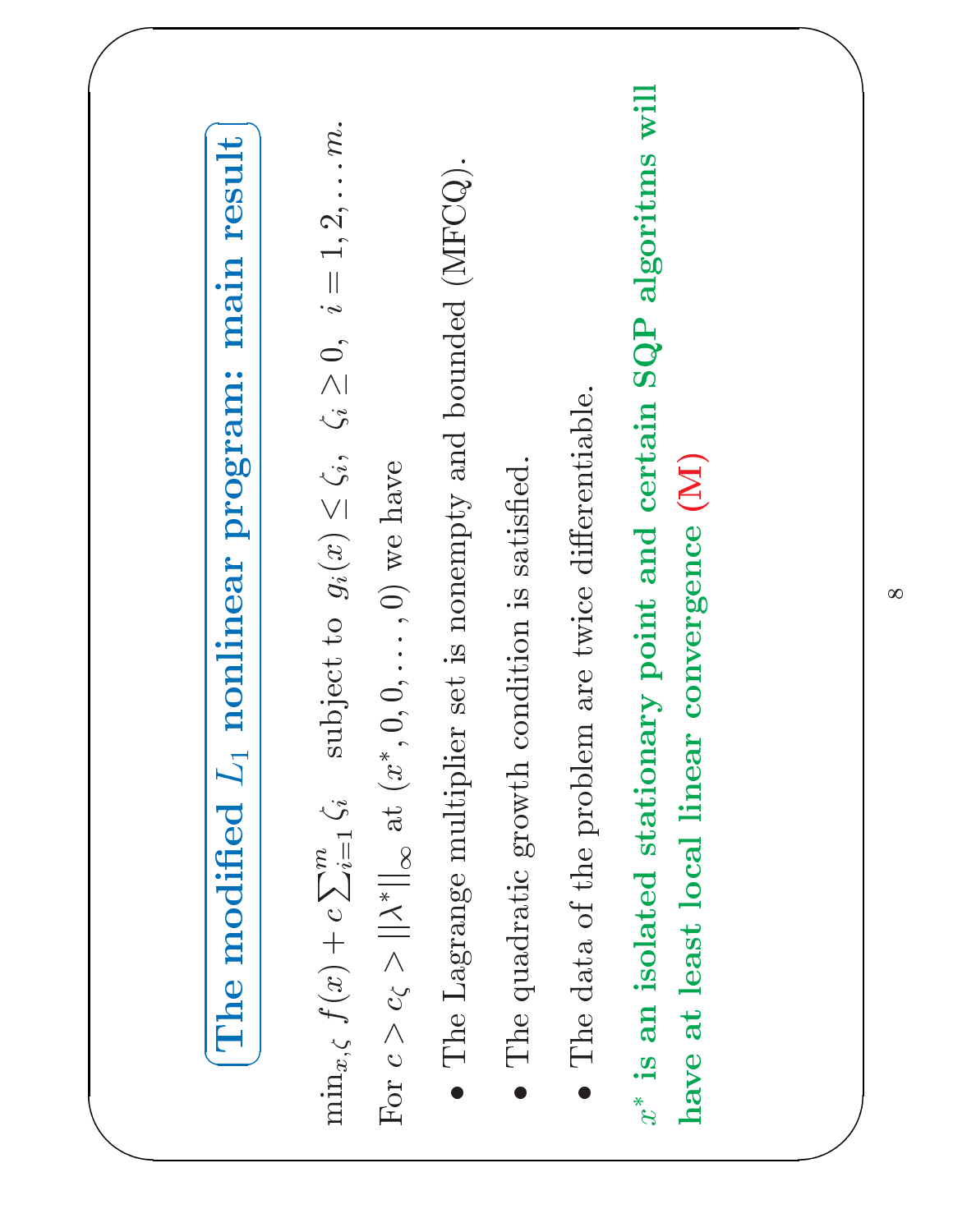## The modified $L_1$ nonlinear program: main result

$\min_{x,\zeta} f(x) + c\sum_{i=1}^m \zeta_i$ subject to $g_i(x) \leq \zeta_i$, $\zeta_i \geq 0$, $i = 1, 2, \ldots m$.

For $c > c_\zeta > ||\lambda^*||_\infty$ at $(x^*, 0, 0, \ldots, 0)$ we have

- The Lagrange multiplier set is nonempty and bounded (MFCQ).
- The quadratic growth condition is satisfied.
- The data of the problem are twice differentiable.

**$x^*$ is an isolated stationary point and certain SQP algoritms will have at least local linear convergence (M)**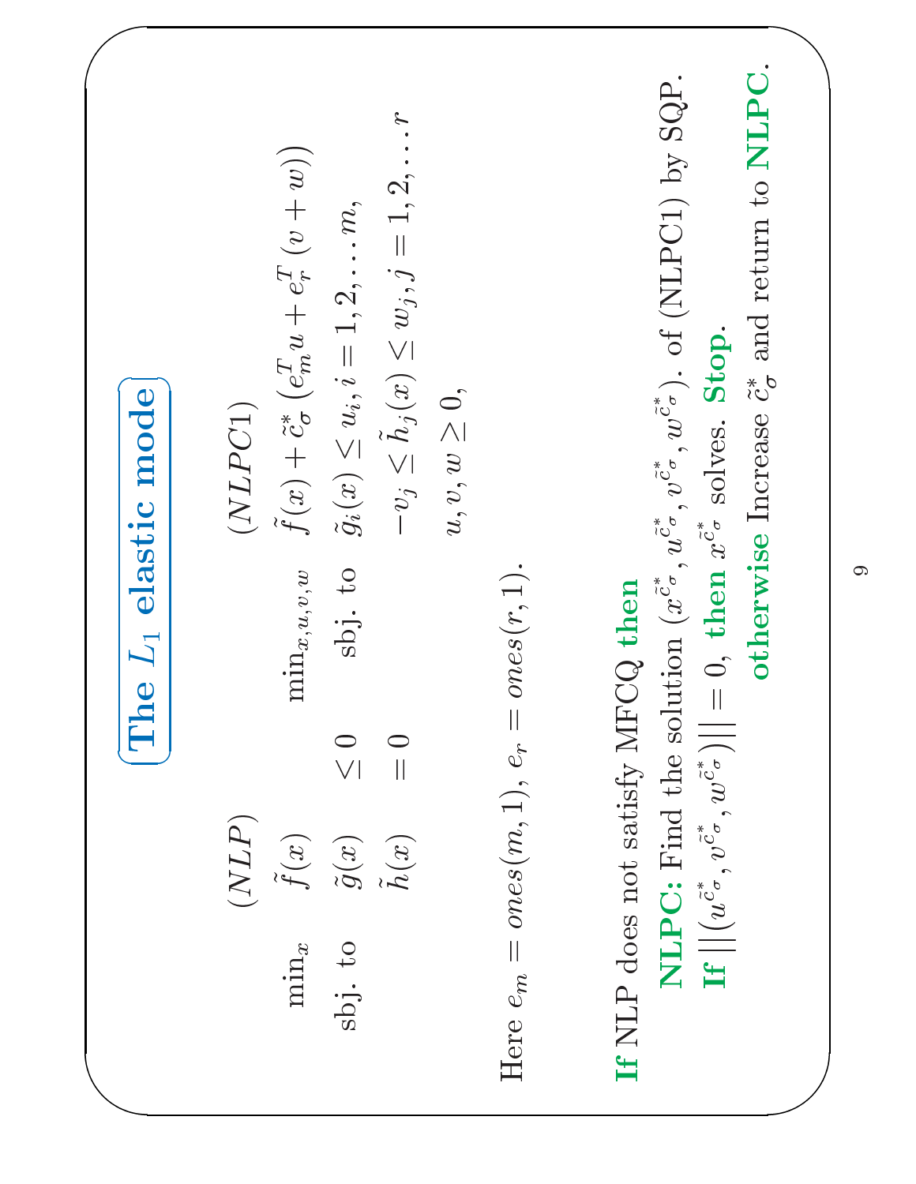# The $L_1$ elastic mode

$$
\begin{array}{llll}
 & (NLP) & & (NLPC1) \\
\min_x & \tilde{f}(x) & \min_{x,u,v,w} & \tilde{f}(x) + \tilde{c}^*_\sigma \left( e_m^T u + e_r^T (v + w) \right) \\
\text{sbj. to} & \tilde{g}(x) \leq 0 & \text{sbj. to} & \tilde{g}_i(x) \leq u_i, i = 1, 2, \ldots m, \\
 & \tilde{h}(x) = 0 & & -v_j \leq \tilde{h}_j(x) \leq w_j, j = 1, 2, \ldots r \\
 & & & u, v, w \geq 0,
\end{array}
$$

Here $e_m = ones(m, 1)$, $e_r = ones(r, 1)$.

**If** NLP does not satisfy MFCQ **then**

**NLPC:** Find the solution $(x^{\tilde{c}^*_\sigma}, u^{\tilde{c}^*_\sigma}, v^{\tilde{c}^*_\sigma}, w^{\tilde{c}^*_\sigma})$. of (NLPC1) by SQP.

**If** $||(u^{\tilde{c}^*_\sigma}, v^{\tilde{c}^*_\sigma}, w^{\tilde{c}^*_\sigma})|| = 0$, **then** $x^{\tilde{c}^*_\sigma}$ solves. **Stop.**

**otherwise** Increase $\tilde{c}^*_\sigma$ and return to **NLPC**.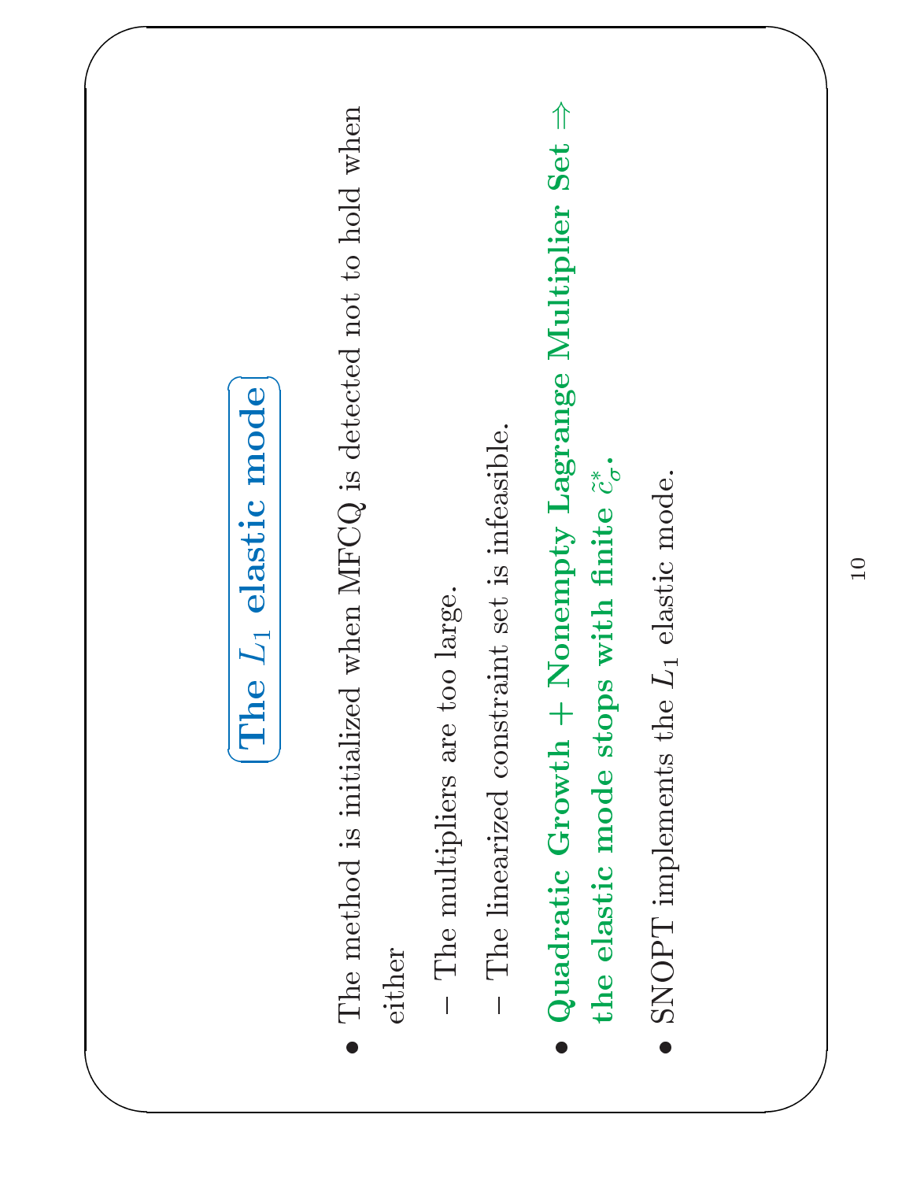## The $L_1$ elastic mode

- The method is initialized when MFCQ is detected not to hold when either
  - The multipliers are too large.
  - The linearized constraint set is infeasible.
- **Quadratic Growth + Nonempty Lagrange Multiplier Set $\Rightarrow$ the elastic mode stops with finite $\tilde{c}^*_\sigma$.**
- SNOPT implements the $L_1$ elastic mode.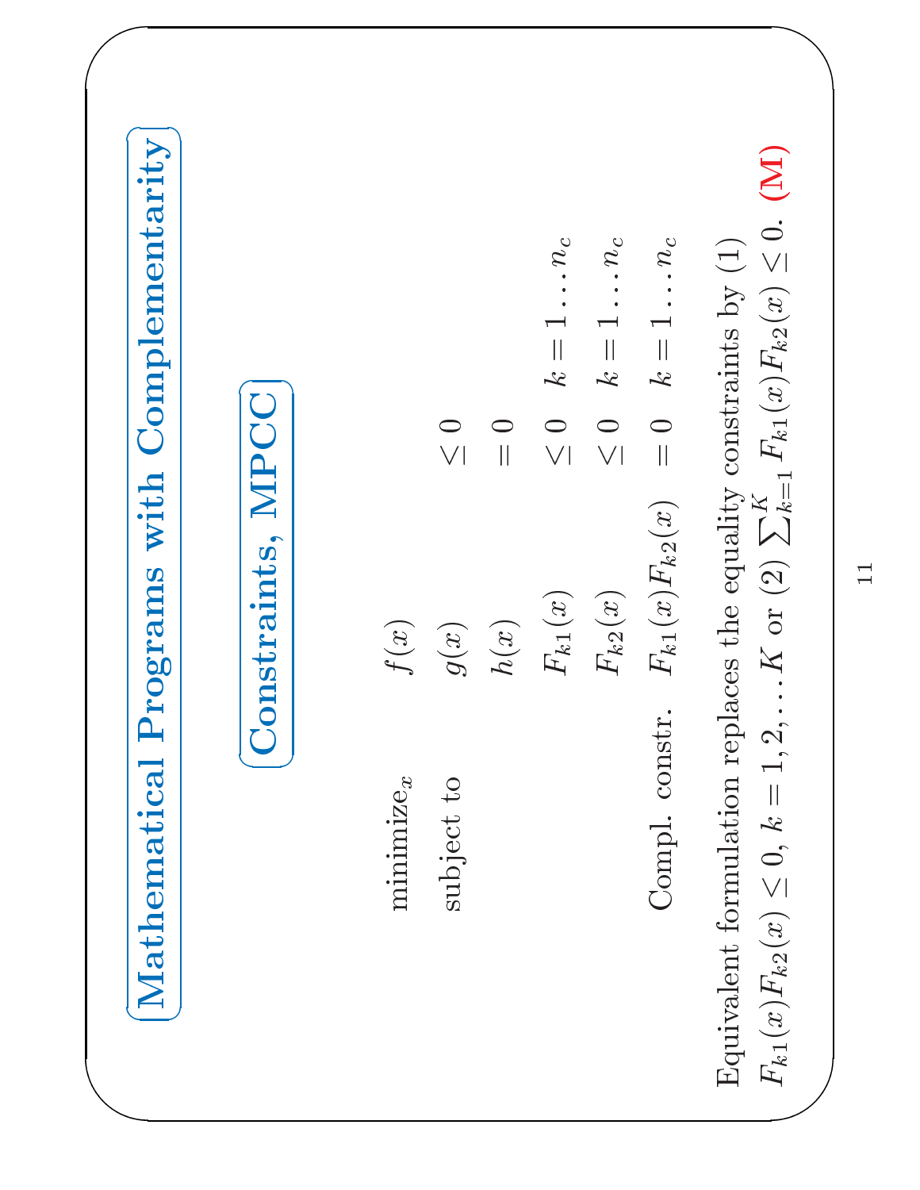# Mathematical Programs with Complementarity

## Constraints, MPCC

$$
\begin{array}{llll}
\text{minimize}_x & f(x) & & \\
\text{subject to} & g(x) & \leq 0 & \\
 & h(x) & = 0 & \\
 & F_{k1}(x) & \leq 0 & k = 1 \ldots n_c \\
 & F_{k2}(x) & \leq 0 & k = 1 \ldots n_c \\
\text{Compl. constr.} & F_{k1}(x) F_{k2}(x) & = 0 & k = 1 \ldots n_c
\end{array}
$$

Equivalent formulation replaces the equality constraints by (1) $F_{k1}(x)F_{k2}(x) \leq 0$, $k = 1, 2, \ldots K$ or (2) $\sum_{k=1}^{K} F_{k1}(x)F_{k2}(x) \leq 0$. **(M)**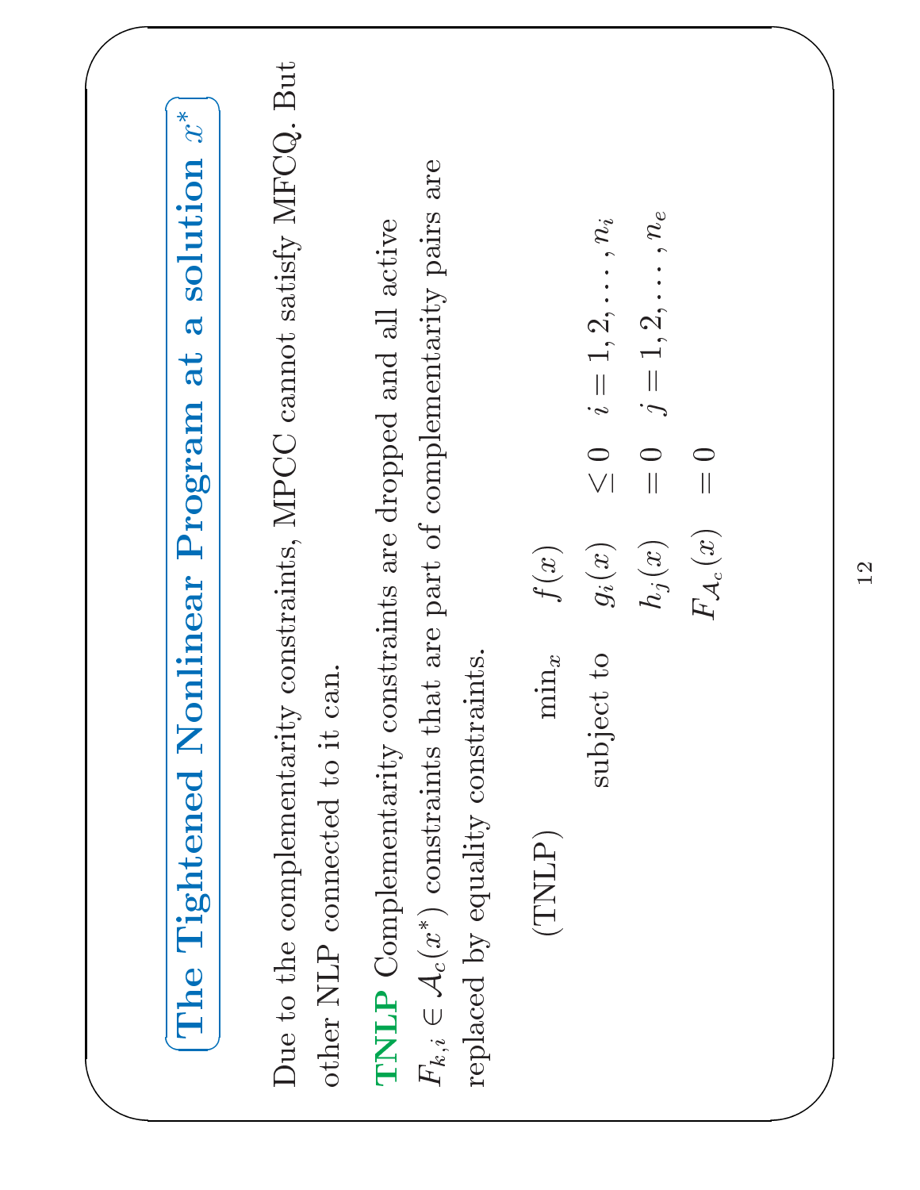## The Tightened Nonlinear Program at a solution $x^*$

Due to the complementarity constraints, MPCC cannot satisfy MFCQ. But other NLP connected to it can.

**TNLP** Complementarity constraints are dropped and all active $F_{k,i} \in \mathcal{A}_c(x^*)$ constraints that are part of complementarity pairs are replaced by equality constraints.

$$
\text{(TNLP)} \qquad \begin{array}{lll}
\min_x & f(x) & \\
\text{subject to} & g_i(x) \leq 0 & i = 1, 2, \ldots, n_i \\
& h_j(x) = 0 & j = 1, 2, \ldots, n_e \\
& F_{\mathcal{A}_c}(x) = 0 &
\end{array}
$$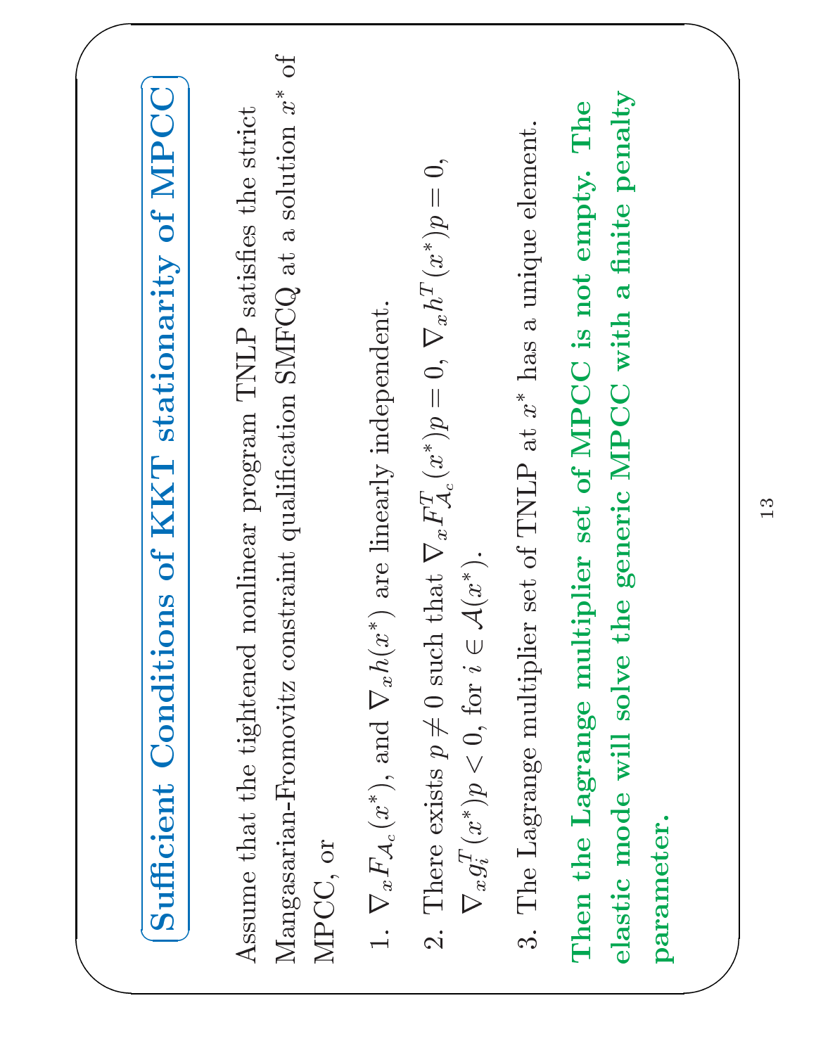## Sufficient Conditions of KKT stationarity of MPCC

Assume that the tightened nonlinear program TNLP satisfies the strict Mangasarian-Fromovitz constraint qualification SMFCQ at a solution $x^*$ of MPCC, or

1. $\nabla_x F_{\mathcal{A}_c}(x^*)$, and $\nabla_x h(x^*)$ are linearly independent.
2. There exists $p \neq 0$ such that $\nabla_x F_{\mathcal{A}_c}^T(x^*)p = 0$, $\nabla_x h^T(x^*)p = 0$, $\nabla_x g_i^T(x^*)p < 0$, for $i \in \mathcal{A}(x^*)$.
3. The Lagrange multiplier set of TNLP at $x^*$ has a unique element.

**Then the Lagrange multiplier set of MPCC is not empty. The elastic mode will solve the generic MPCC with a finite penalty parameter.**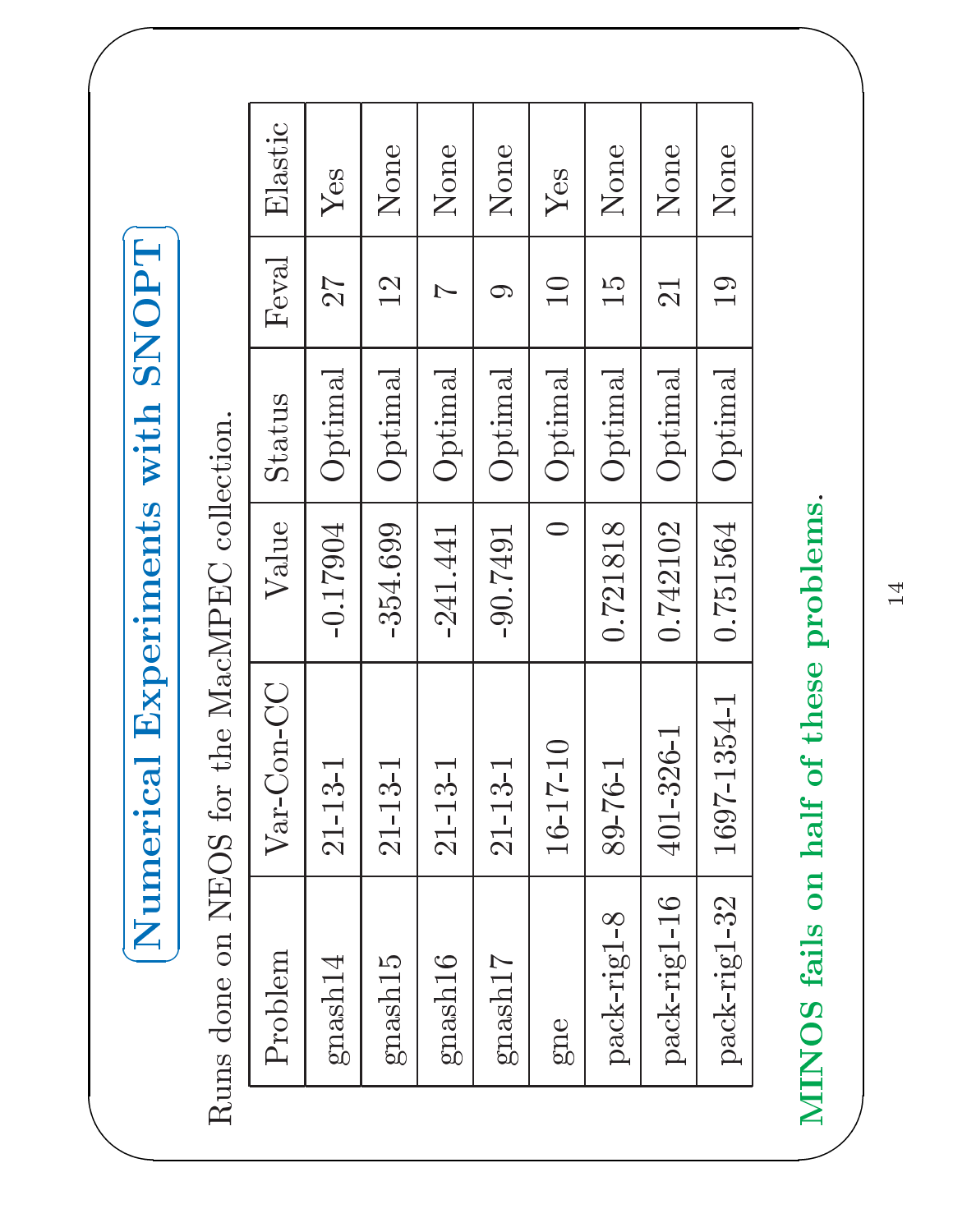# Numerical Experiments with SNOPT

Runs done on NEOS for the MacMPEC collection.

| Problem | Var-Con-CC | Value | Status | Feval | Elastic |
|---|---|---|---|---|---|
| gnash14 | 21-13-1 | -0.17904 | Optimal | 27 | Yes |
| gnash15 | 21-13-1 | -354.699 | Optimal | 12 | None |
| gnash16 | 21-13-1 | -241.441 | Optimal | 7 | None |
| gnash17 | 21-13-1 | -90.7491 | Optimal | 9 | None |
| gne | 16-17-10 | 0 | Optimal | 10 | Yes |
| pack-rig1-8 | 89-76-1 | 0.721818 | Optimal | 15 | None |
| pack-rig1-16 | 401-326-1 | 0.742102 | Optimal | 21 | None |
| pack-rig1-32 | 1697-1354-1 | 0.751564 | Optimal | 19 | None |

**MINOS fails on half of these problems.**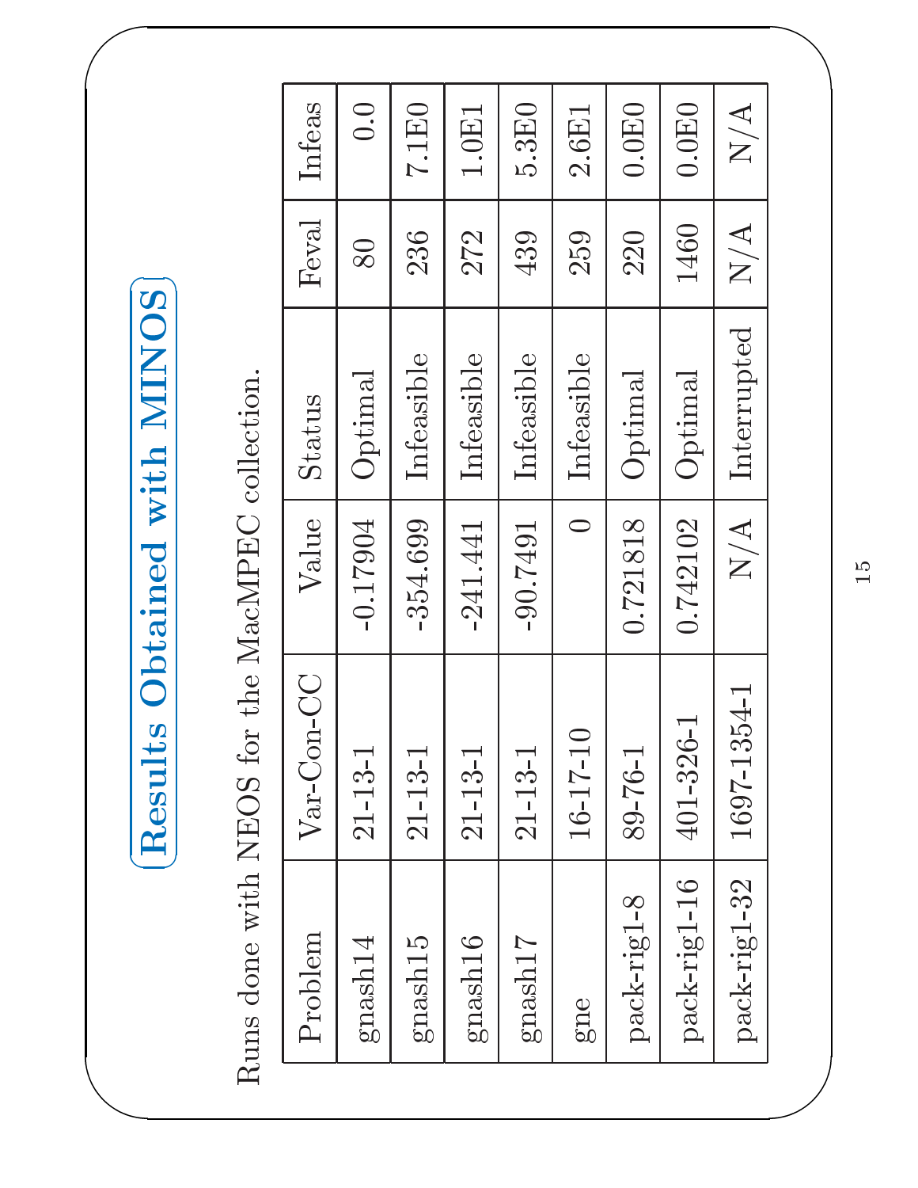## Results Obtained with MINOS

Runs done with NEOS for the MacMPEC collection.

| Problem | Var-Con-CC | Value | Status | Feval | Infeas |
|---|---|---|---|---|---|
| gnash14 | 21-13-1 | -0.17904 | Optimal | 80 | 0.0 |
| gnash15 | 21-13-1 | -354.699 | Infeasible | 236 | 7.1E0 |
| gnash16 | 21-13-1 | -241.441 | Infeasible | 272 | 1.0E1 |
| gnash17 | 21-13-1 | -90.7491 | Infeasible | 439 | 5.3E0 |
| gne | 16-17-10 | 0 | Infeasible | 259 | 2.6E1 |
| pack-rig1-8 | 89-76-1 | 0.721818 | Optimal | 220 | 0.0E0 |
| pack-rig1-16 | 401-326-1 | 0.742102 | Optimal | 1460 | 0.0E0 |
| pack-rig1-32 | 1697-1354-1 | N/A | Interrupted | N/A | N/A |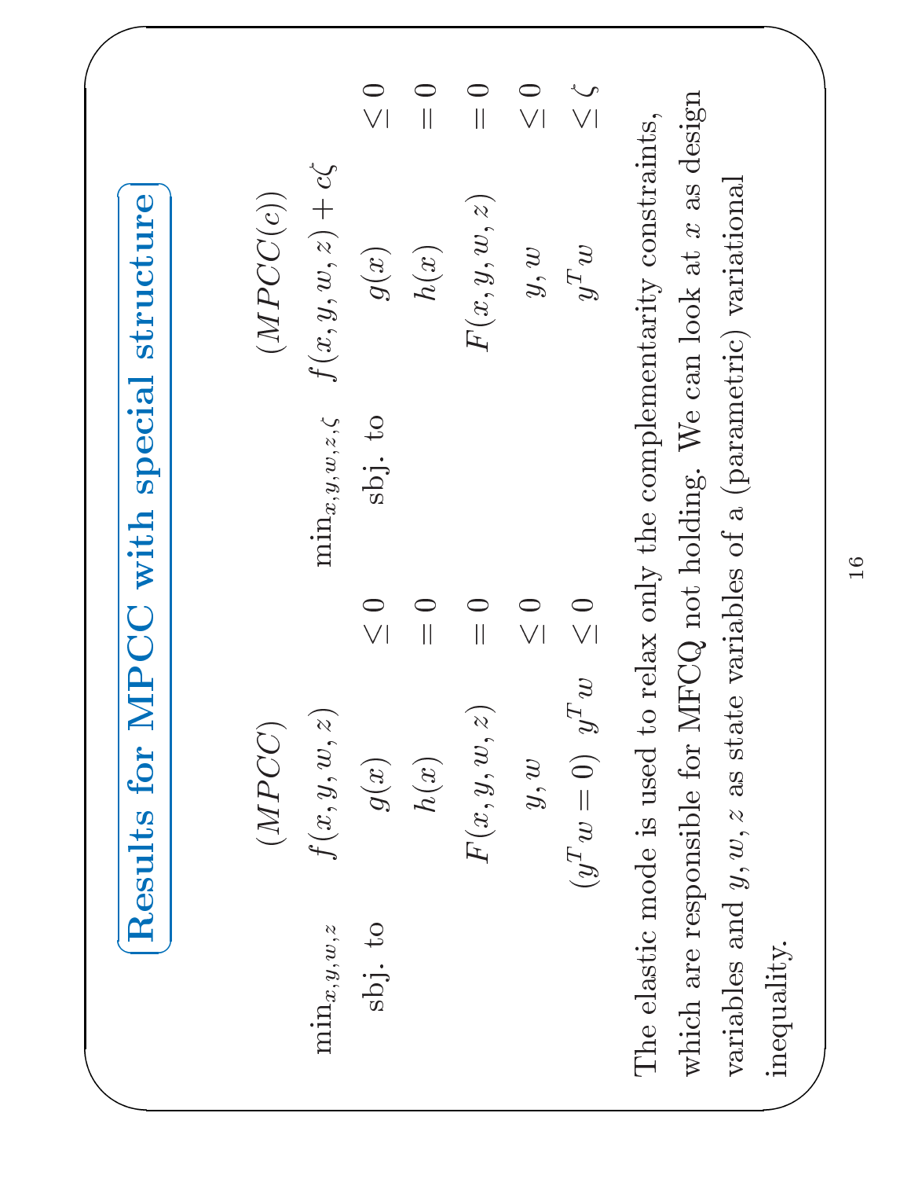# Results for MPCC with special structure

$$
\begin{array}{llll}
 & (MPCC) & & \\
\min_{x,y,w,z} & f(x,y,w,z) & & \\
\text{sbj. to} & g(x) & \leq 0 \\
 & h(x) & = 0 \\
 & F(x,y,w,z) & = 0 \\
 & y, w & \leq 0 \\
 & (y^T w = 0) \;\; y^T w & \leq 0
\end{array}
\qquad
\begin{array}{llll}
 & (MPCC(c)) & & \\
\min_{x,y,w,z,\zeta} & f(x,y,w,z) + c\zeta & & \\
\text{sbj. to} & g(x) & \leq 0 \\
 & h(x) & = 0 \\
 & F(x,y,w,z) & = 0 \\
 & y, w & \leq 0 \\
 & y^T w & \leq \zeta
\end{array}
$$

The elastic mode is used to relax only the complementarity constraints, which are responsible for MFCQ not holding. We can look at $x$ as design variables and $y, w, z$ as state variables of a (parametric) variational inequality.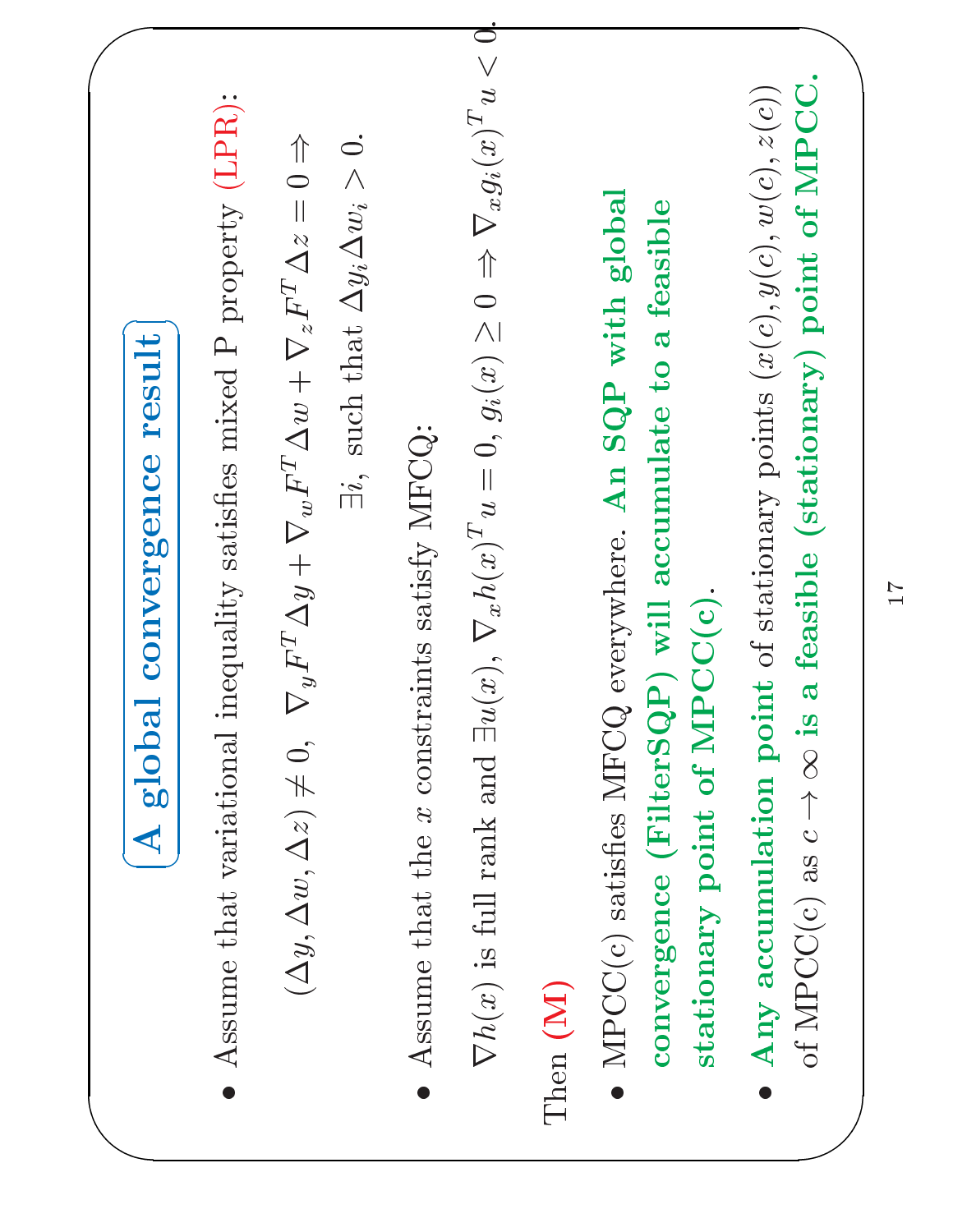# A global convergence result

- Assume that variational inequality satisfies mixed P property **(LPR)**:

$$(\Delta y, \Delta w, \Delta z) \neq 0, \quad \nabla_y F^T \Delta y + \nabla_w F^T \Delta w + \nabla_z F^T \Delta z = 0 \Rightarrow$$

$$\exists i, \text{ such that } \Delta y_i \Delta w_i > 0.$$

- Assume that the $x$ constraints satisfy MFCQ:

$$\nabla h(x) \text{ is full rank and } \exists u(x), \; \nabla_x h(x)^T u = 0, \, g_i(x) \geq 0 \Rightarrow \nabla_x g_i(x)^T u < 0.$$

Then **(M)**

- MPCC(c) satisfies MFCQ everywhere. **An SQP with global convergence (FilterSQP) will accumulate to a feasible stationary point of MPCC(c)**.
- **Any accumulation point** of stationary points $(x(c), y(c), w(c), z(c))$ of MPCC(c) as $c \to \infty$ **is a feasible (stationary) point of MPCC.**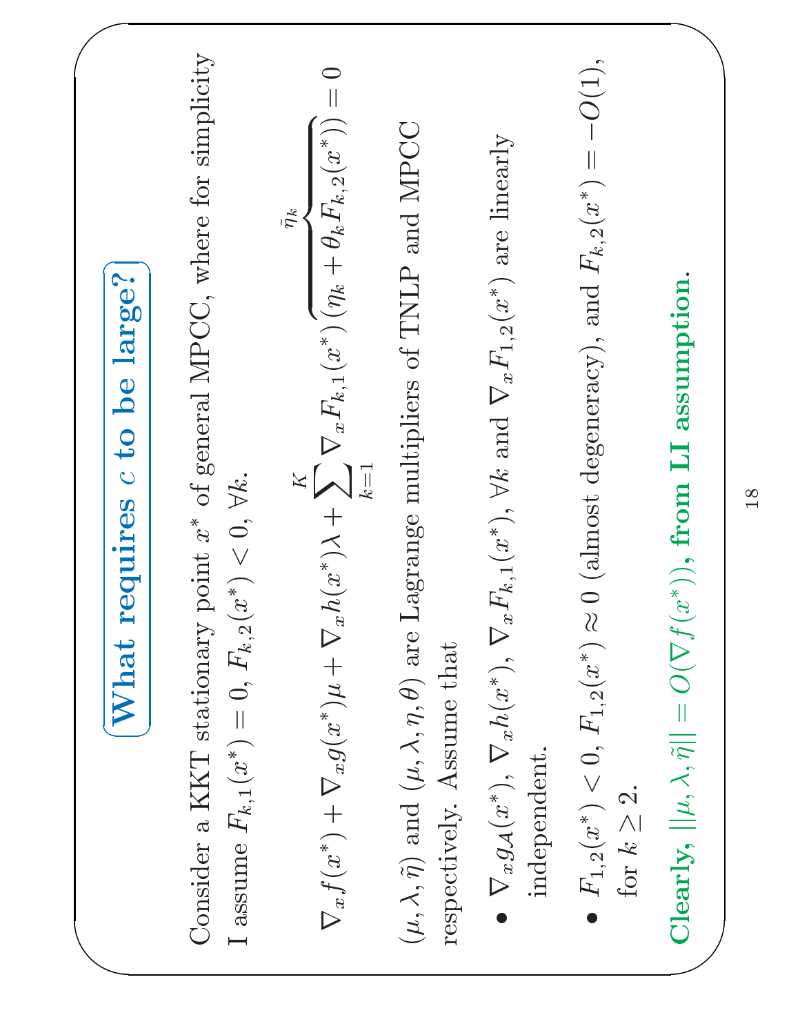## What requires $c$ to be large?

Consider a KKT stationary point $x^*$ of general MPCC, where for simplicity I assume $F_{k,1}(x^*) = 0$, $F_{k,2}(x^*) < 0$, $\forall k$.

$$\nabla_x f(x^*) + \nabla_x g(x^*)\mu + \nabla_x h(x^*)\lambda + \sum_{k=1}^{K} \nabla_x F_{k,1}(x^*) \overbrace{(\eta_k + \theta_k F_{k,2}(x^*))}^{\tilde{\eta}_k} = 0$$

$(\mu, \lambda, \tilde{\eta})$ and $(\mu, \lambda, \eta, \theta)$ are Lagrange multipliers of TNLP and MPCC respectively. Assume that

- $\nabla_x g_{\mathcal{A}}(x^*)$, $\nabla_x h(x^*)$, $\nabla_x F_{k,1}(x^*)$, $\forall k$ and $\nabla_x F_{1,2}(x^*)$ are linearly independent.
- $F_{1,2}(x^*) < 0$, $F_{1,2}(x^*) \approx 0$ (almost degeneracy), and $F_{k,2}(x^*) = -O(1)$, for $k \geq 2$.

**Clearly, $||\mu, \lambda, \tilde{\eta}|| = O(\nabla f(x^*))$, from LI assumption.**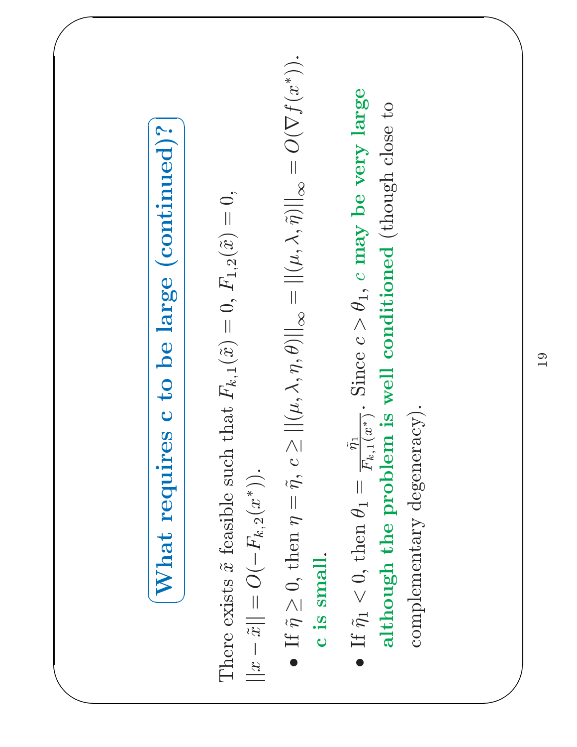# What requires c to be large (continued)?

There exists $\tilde{x}$ feasible such that $F_{k,1}(\tilde{x}) = 0$, $F_{1,2}(\tilde{x}) = 0$, $||x - \tilde{x}|| = O(-F_{k,2}(x^*))$.

- If $\tilde{\eta} \geq 0$, then $\eta = \tilde{\eta}$, $c \geq ||(\mu, \lambda, \eta, \theta)||_\infty = ||(\mu, \lambda, \tilde{\eta})||_\infty = O(\nabla f(x^*))$. **c is small.**
- If $\tilde{\eta}_1 < 0$, then $\theta_1 = \frac{\tilde{\eta}_1}{F_{k,1}(x^*)}$. Since $c > \theta_1$, **$c$ may be very large although the problem is well conditioned** (though close to complementary degeneracy).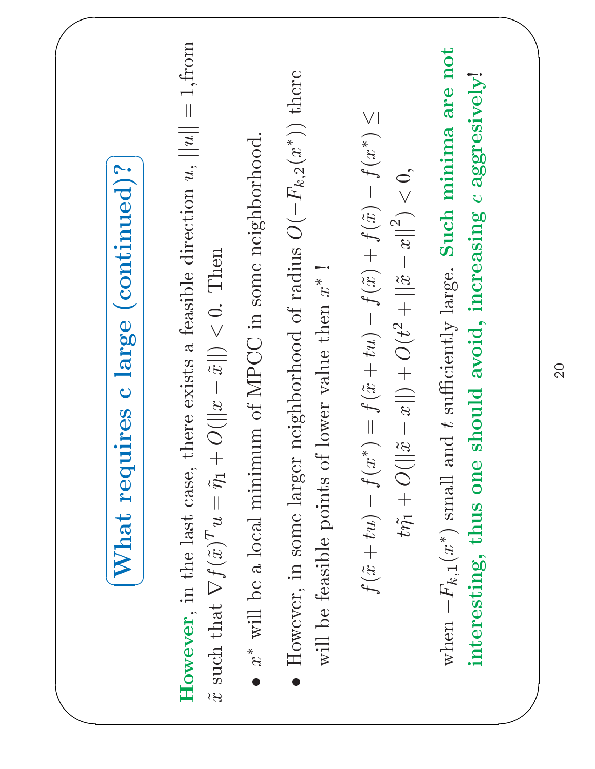# What requires c large (continued)?

**However**, in the last case, there exists a feasible direction $u$, $||u|| = 1$,from $\tilde{x}$ such that $\nabla f(\tilde{x})^T u = \tilde{\eta}_1 + O(||x - \tilde{x}||) < 0$. Then

- $x^*$ will be a local minimum of MPCC in some neighborhood.
- However, in some larger neighborhood of radius $O(-F_{k,2}(x^*))$ there will be feasible points of lower value then $x^*$ !

$$f(\tilde{x} + tu) - f(x^*) = f(\tilde{x} + tu) - f(\tilde{x}) + f(\tilde{x}) - f(x^*) \leq$$

$$t\tilde{\eta}_1 + O(||\tilde{x} - x||) + O(t^2 + ||\tilde{x} - x||^2) < 0,$$

when $-F_{k,1}(x^*)$ small and $t$ sufficiently large. **Such minima are not interesting, thus one should avoid, increasing $c$ aggresively!**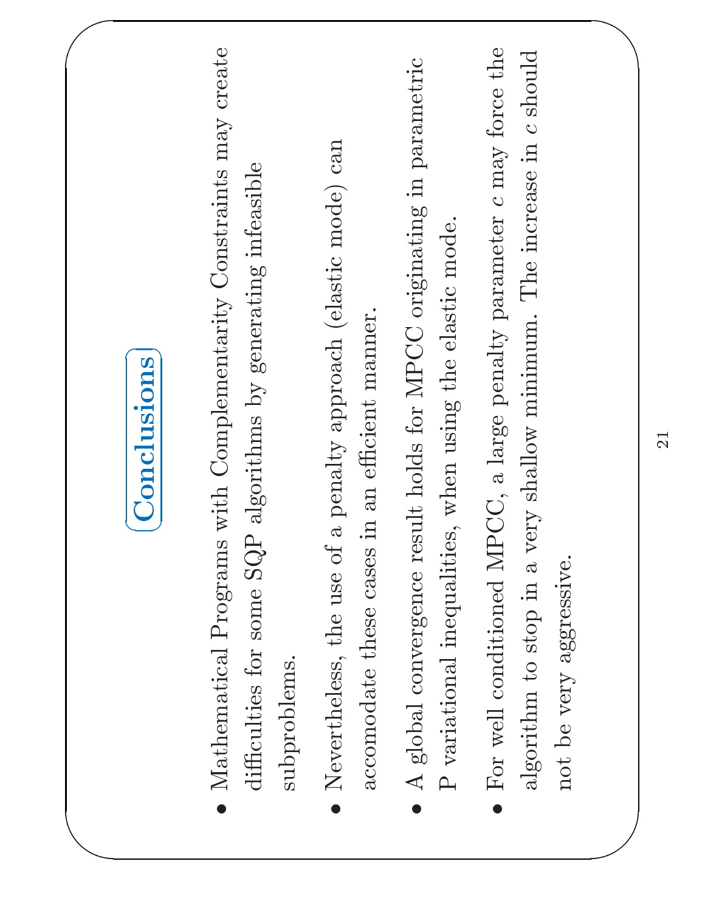## Conclusions

- Mathematical Programs with Complementarity Constraints may create difficulties for some SQP algorithms by generating infeasible subproblems.
- Nevertheless, the use of a penalty approach (elastic mode) can accomodate these cases in an efficient manner.
- A global convergence result holds for MPCC originating in parametric P variational inequalities, when using the elastic mode.
- For well conditioned MPCC, a large penalty parameter $c$ may force the algorithm to stop in a very shallow minimum. The increase in $c$ should not be very aggressive.